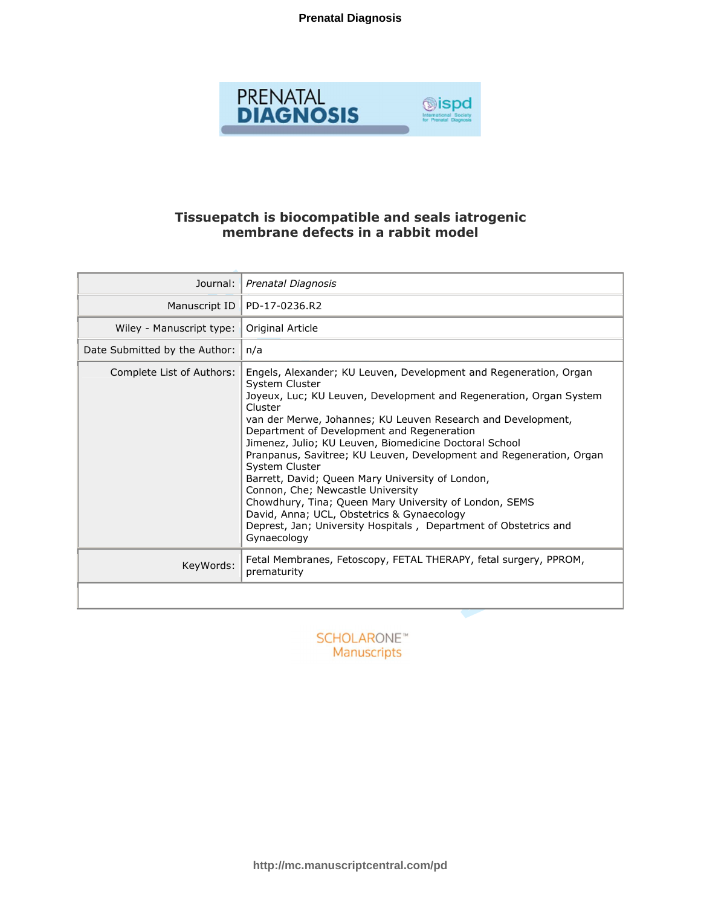# Tissuepatch is biocompatible and seals iatrogenic membrane defects in a rabbit model

| | |
|---|---|
| Journal: | *Prenatal Diagnosis* |
| Manuscript ID | PD-17-0236.R2 |
| Wiley - Manuscript type: | Original Article |
| Date Submitted by the Author: | n/a |
| Complete List of Authors: | Engels, Alexander; KU Leuven, Development and Regeneration, Organ System Cluster<br>Joyeux, Luc; KU Leuven, Development and Regeneration, Organ System Cluster<br>van der Merwe, Johannes; KU Leuven Research and Development, Department of Development and Regeneration<br>Jimenez, Julio; KU Leuven, Biomedicine Doctoral School<br>Pranpanus, Savitree; KU Leuven, Development and Regeneration, Organ System Cluster<br>Barrett, David; Queen Mary University of London,<br>Connon, Che; Newcastle University<br>Chowdhury, Tina; Queen Mary University of London, SEMS<br>David, Anna; UCL, Obstetrics & Gynaecology<br>Deprest, Jan; University Hospitals , Department of Obstetrics and Gynaecology |
| KeyWords: | Fetal Membranes, Fetoscopy, FETAL THERAPY, fetal surgery, PPROM, prematurity |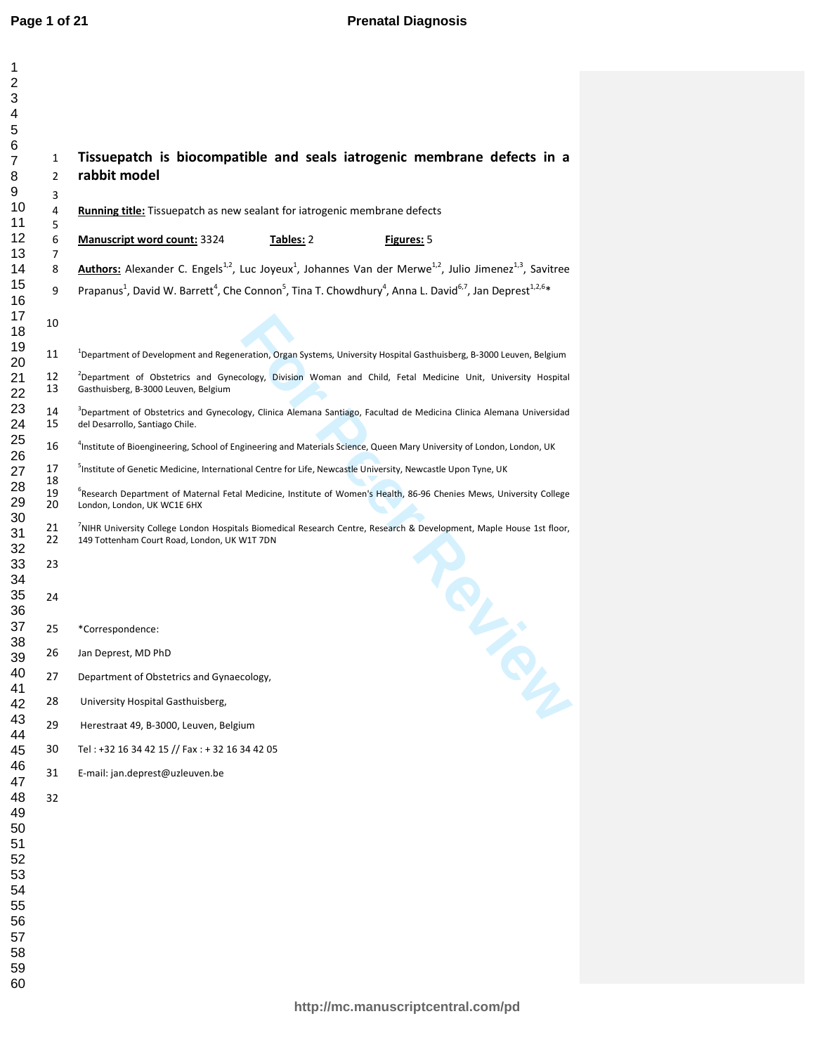# Tissuepatch is biocompatible and seals iatrogenic membrane defects in a rabbit model

**Running title:** Tissuepatch as new sealant for iatrogenic membrane defects

**Manuscript word count:** 3324 **Tables:** 2 **Figures:** 5

**Authors:** Alexander C. Engels[1,2], Luc Joyeux[1], Johannes Van der Merwe[1,2], Julio Jimenez[1,3], Savitree Prapanus[1], David W. Barrett[4], Che Connon[5], Tina T. Chowdhury[4], Anna L. David[6,7], Jan Deprest[1,2,6]*

[1]Department of Development and Regeneration, Organ Systems, University Hospital Gasthuisberg, B-3000 Leuven, Belgium

[2]Department of Obstetrics and Gynecology, Division Woman and Child, Fetal Medicine Unit, University Hospital Gasthuisberg, B-3000 Leuven, Belgium

[3]Department of Obstetrics and Gynecology, Clinica Alemana Santiago, Facultad de Medicina Clinica Alemana Universidad del Desarrollo, Santiago Chile.

[4]Institute of Bioengineering, School of Engineering and Materials Science, Queen Mary University of London, London, UK

[5]Institute of Genetic Medicine, International Centre for Life, Newcastle University, Newcastle Upon Tyne, UK

[6]Research Department of Maternal Fetal Medicine, Institute of Women's Health, 86-96 Chenies Mews, University College London, London, UK WC1E 6HX

[7]NIHR University College London Hospitals Biomedical Research Centre, Research & Development, Maple House 1st floor, 149 Tottenham Court Road, London, UK W1T 7DN

*Correspondence:

Jan Deprest, MD PhD

Department of Obstetrics and Gynaecology,

University Hospital Gasthuisberg,

Herestraat 49, B-3000, Leuven, Belgium

Tel : +32 16 34 42 15 // Fax : + 32 16 34 42 05

E-mail: jan.deprest@uzleuven.be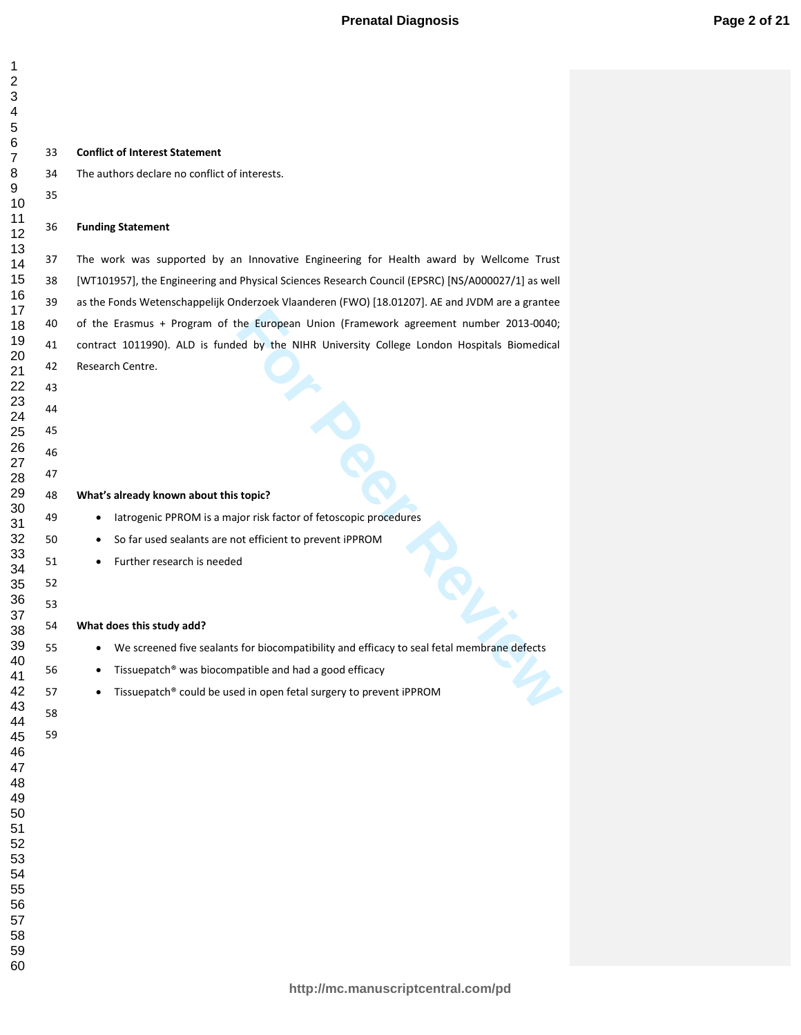**Conflict of Interest Statement**

The authors declare no conflict of interests.

**Funding Statement**

The work was supported by an Innovative Engineering for Health award by Wellcome Trust [WT101957], the Engineering and Physical Sciences Research Council (EPSRC) [NS/A000027/1] as well as the Fonds Wetenschappelijk Onderzoek Vlaanderen (FWO) [18.01207]. AE and JVDM are a grantee of the Erasmus + Program of the European Union (Framework agreement number 2013-0040; contract 1011990). ALD is funded by the NIHR University College London Hospitals Biomedical Research Centre.

**What's already known about this topic?**

- Iatrogenic PPROM is a major risk factor of fetoscopic procedures
- So far used sealants are not efficient to prevent iPPROM
- Further research is needed

**What does this study add?**

- We screened five sealants for biocompatibility and efficacy to seal fetal membrane defects
- Tissuepatch® was biocompatible and had a good efficacy
- Tissuepatch® could be used in open fetal surgery to prevent iPPROM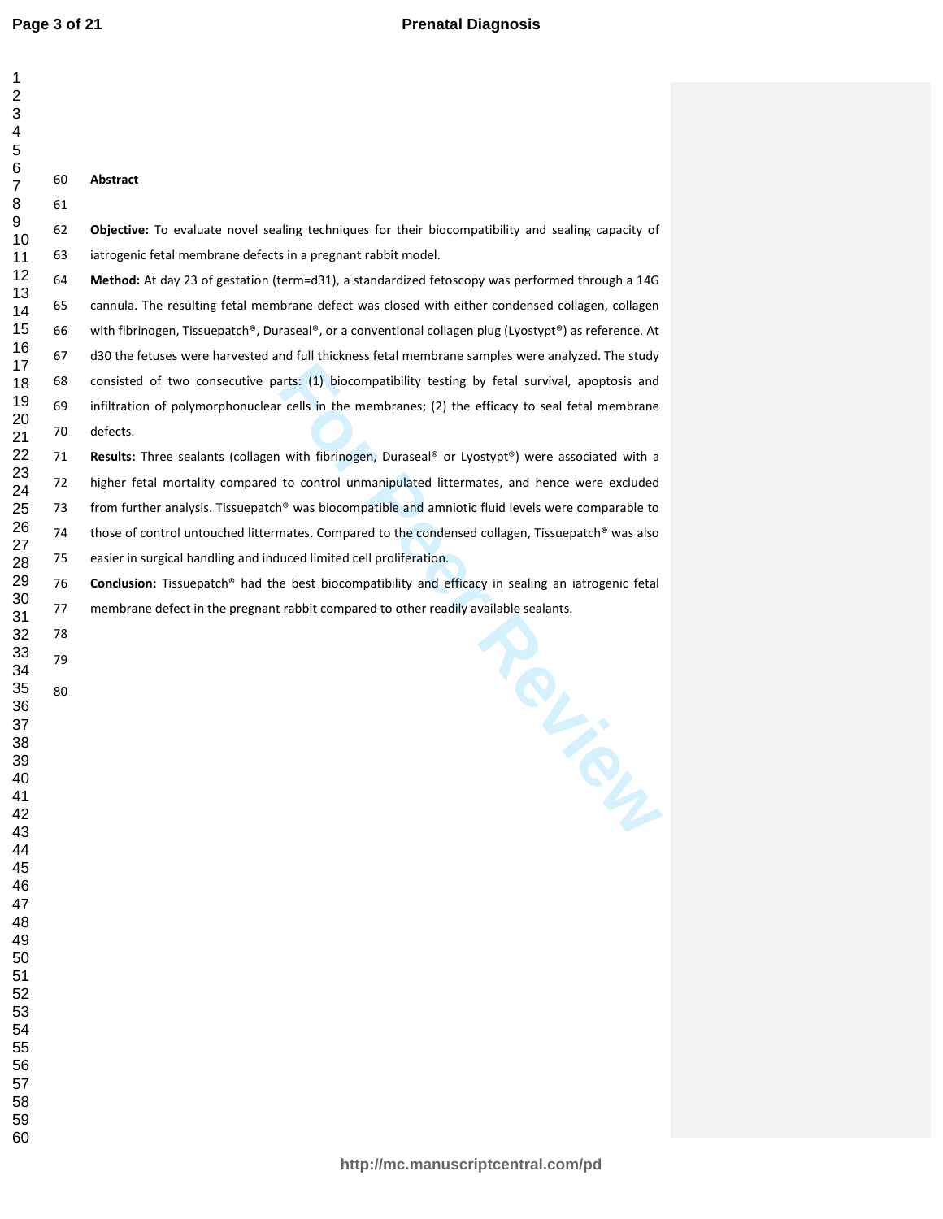## Abstract

**Objective:** To evaluate novel sealing techniques for their biocompatibility and sealing capacity of iatrogenic fetal membrane defects in a pregnant rabbit model.

**Method:** At day 23 of gestation (term=d31), a standardized fetoscopy was performed through a 14G cannula. The resulting fetal membrane defect was closed with either condensed collagen, collagen with fibrinogen, Tissuepatch®, Duraseal®, or a conventional collagen plug (Lyostypt®) as reference. At d30 the fetuses were harvested and full thickness fetal membrane samples were analyzed. The study consisted of two consecutive parts: (1) biocompatibility testing by fetal survival, apoptosis and infiltration of polymorphonuclear cells in the membranes; (2) the efficacy to seal fetal membrane defects.

**Results:** Three sealants (collagen with fibrinogen, Duraseal® or Lyostypt®) were associated with a higher fetal mortality compared to control unmanipulated littermates, and hence were excluded from further analysis. Tissuepatch® was biocompatible and amniotic fluid levels were comparable to those of control untouched littermates. Compared to the condensed collagen, Tissuepatch® was also easier in surgical handling and induced limited cell proliferation.

**Conclusion:** Tissuepatch® had the best biocompatibility and efficacy in sealing an iatrogenic fetal membrane defect in the pregnant rabbit compared to other readily available sealants.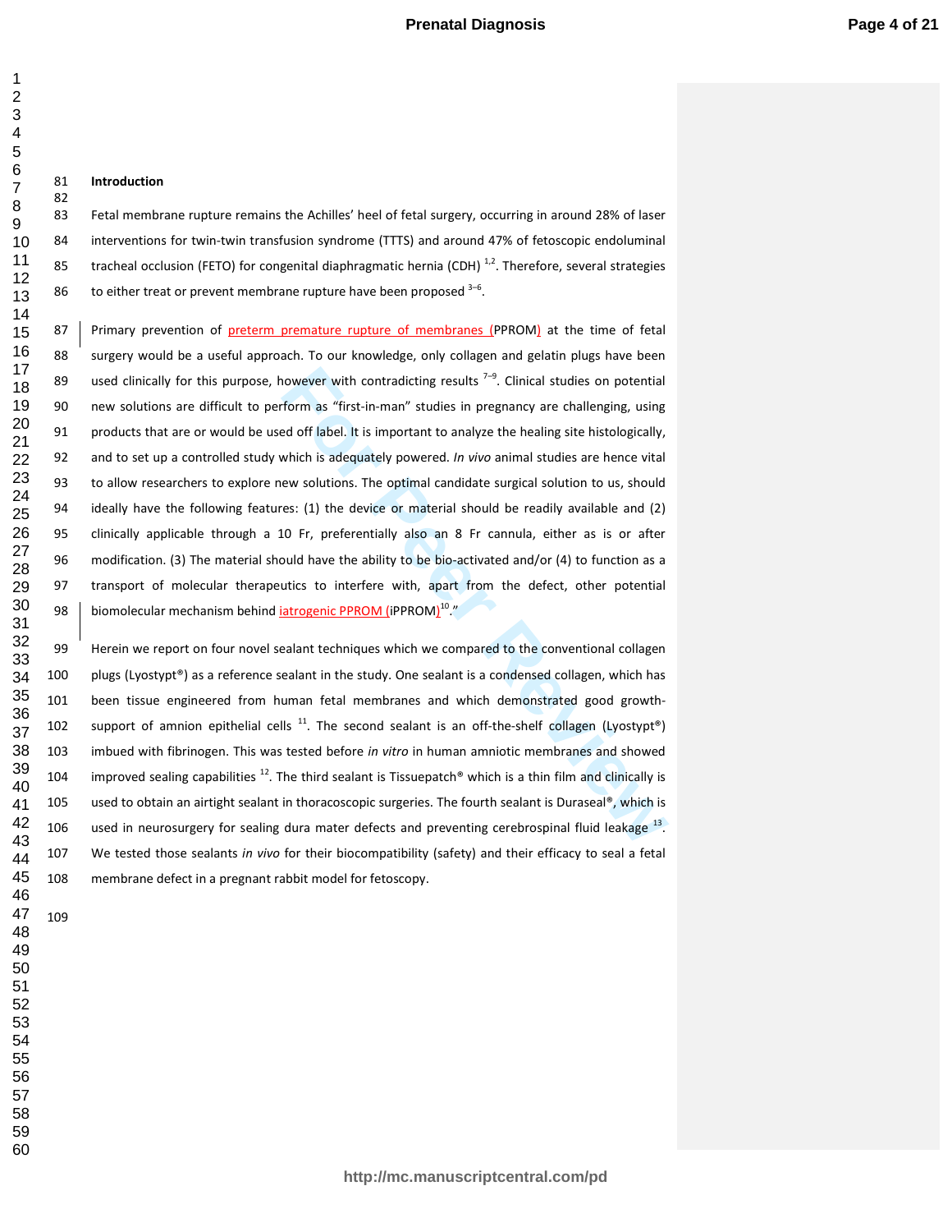**Introduction**

Fetal membrane rupture remains the Achilles' heel of fetal surgery, occurring in around 28% of laser interventions for twin-twin transfusion syndrome (TTTS) and around 47% of fetoscopic endoluminal tracheal occlusion (FETO) for congenital diaphragmatic hernia (CDH) [1,2]. Therefore, several strategies to either treat or prevent membrane rupture have been proposed [3–6].

Primary prevention of preterm premature rupture of membranes (PPROM) at the time of fetal surgery would be a useful approach. To our knowledge, only collagen and gelatin plugs have been used clinically for this purpose, however with contradicting results [7–9]. Clinical studies on potential new solutions are difficult to perform as "first-in-man" studies in pregnancy are challenging, using products that are or would be used off label. It is important to analyze the healing site histologically, and to set up a controlled study which is adequately powered. *In vivo* animal studies are hence vital to allow researchers to explore new solutions. The optimal candidate surgical solution to us, should ideally have the following features: (1) the device or material should be readily available and (2) clinically applicable through a 10 Fr, preferentially also an 8 Fr cannula, either as is or after modification. (3) The material should have the ability to be bio-activated and/or (4) to function as a transport of molecular therapeutics to interfere with, apart from the defect, other potential biomolecular mechanism behind iatrogenic PPROM (iPPROM)[10]."

Herein we report on four novel sealant techniques which we compared to the conventional collagen plugs (Lyostypt®) as a reference sealant in the study. One sealant is a condensed collagen, which has been tissue engineered from human fetal membranes and which demonstrated good growth-support of amnion epithelial cells [11]. The second sealant is an off-the-shelf collagen (Lyostypt®) imbued with fibrinogen. This was tested before *in vitro* in human amniotic membranes and showed improved sealing capabilities [12]. The third sealant is Tissuepatch® which is a thin film and clinically is used to obtain an airtight sealant in thoracoscopic surgeries. The fourth sealant is Duraseal®, which is used in neurosurgery for sealing dura mater defects and preventing cerebrospinal fluid leakage [13]. We tested those sealants *in vivo* for their biocompatibility (safety) and their efficacy to seal a fetal membrane defect in a pregnant rabbit model for fetoscopy.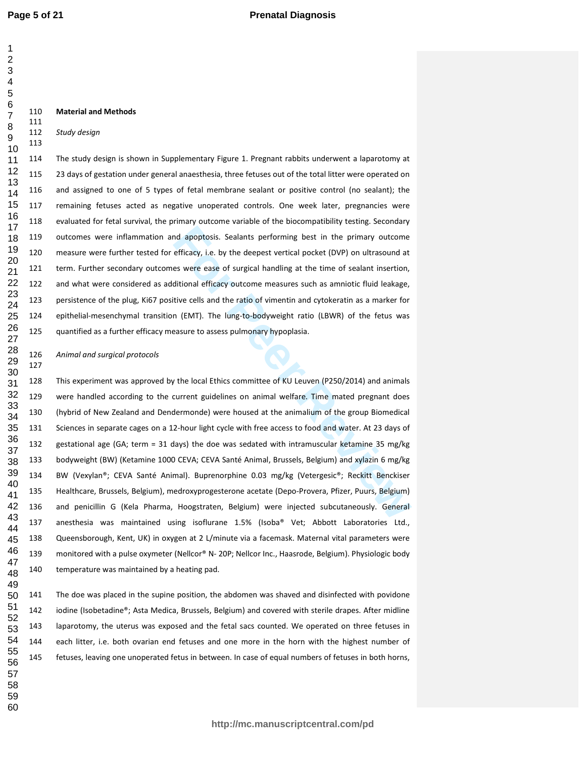## Material and Methods

*Study design*

The study design is shown in Supplementary Figure 1. Pregnant rabbits underwent a laparotomy at 23 days of gestation under general anaesthesia, three fetuses out of the total litter were operated on and assigned to one of 5 types of fetal membrane sealant or positive control (no sealant); the remaining fetuses acted as negative unoperated controls. One week later, pregnancies were evaluated for fetal survival, the primary outcome variable of the biocompatibility testing. Secondary outcomes were inflammation and apoptosis. Sealants performing best in the primary outcome measure were further tested for efficacy, i.e. by the deepest vertical pocket (DVP) on ultrasound at term. Further secondary outcomes were ease of surgical handling at the time of sealant insertion, and what were considered as additional efficacy outcome measures such as amniotic fluid leakage, persistence of the plug, Ki67 positive cells and the ratio of vimentin and cytokeratin as a marker for epithelial-mesenchymal transition (EMT). The lung-to-bodyweight ratio (LBWR) of the fetus was quantified as a further efficacy measure to assess pulmonary hypoplasia.

*Animal and surgical protocols*

This experiment was approved by the local Ethics committee of KU Leuven (P250/2014) and animals were handled according to the current guidelines on animal welfare. Time mated pregnant does (hybrid of New Zealand and Dendermonde) were housed at the animalium of the group Biomedical Sciences in separate cages on a 12-hour light cycle with free access to food and water. At 23 days of gestational age (GA; term = 31 days) the doe was sedated with intramuscular ketamine 35 mg/kg bodyweight (BW) (Ketamine 1000 CEVA; CEVA Santé Animal, Brussels, Belgium) and xylazin 6 mg/kg BW (Vexylan®; CEVA Santé Animal). Buprenorphine 0.03 mg/kg (Vetergesic®; Reckitt Benckiser Healthcare, Brussels, Belgium), medroxyprogesterone acetate (Depo-Provera, Pfizer, Puurs, Belgium) and penicillin G (Kela Pharma, Hoogstraten, Belgium) were injected subcutaneously. General anesthesia was maintained using isoflurane 1.5% (Isoba® Vet; Abbott Laboratories Ltd., Queensborough, Kent, UK) in oxygen at 2 L/minute via a facemask. Maternal vital parameters were monitored with a pulse oxymeter (Nellcor® N- 20P; Nellcor Inc., Haasrode, Belgium). Physiologic body temperature was maintained by a heating pad.

The doe was placed in the supine position, the abdomen was shaved and disinfected with povidone iodine (Isobetadine®; Asta Medica, Brussels, Belgium) and covered with sterile drapes. After midline laparotomy, the uterus was exposed and the fetal sacs counted. We operated on three fetuses in each litter, i.e. both ovarian end fetuses and one more in the horn with the highest number of fetuses, leaving one unoperated fetus in between. In case of equal numbers of fetuses in both horns,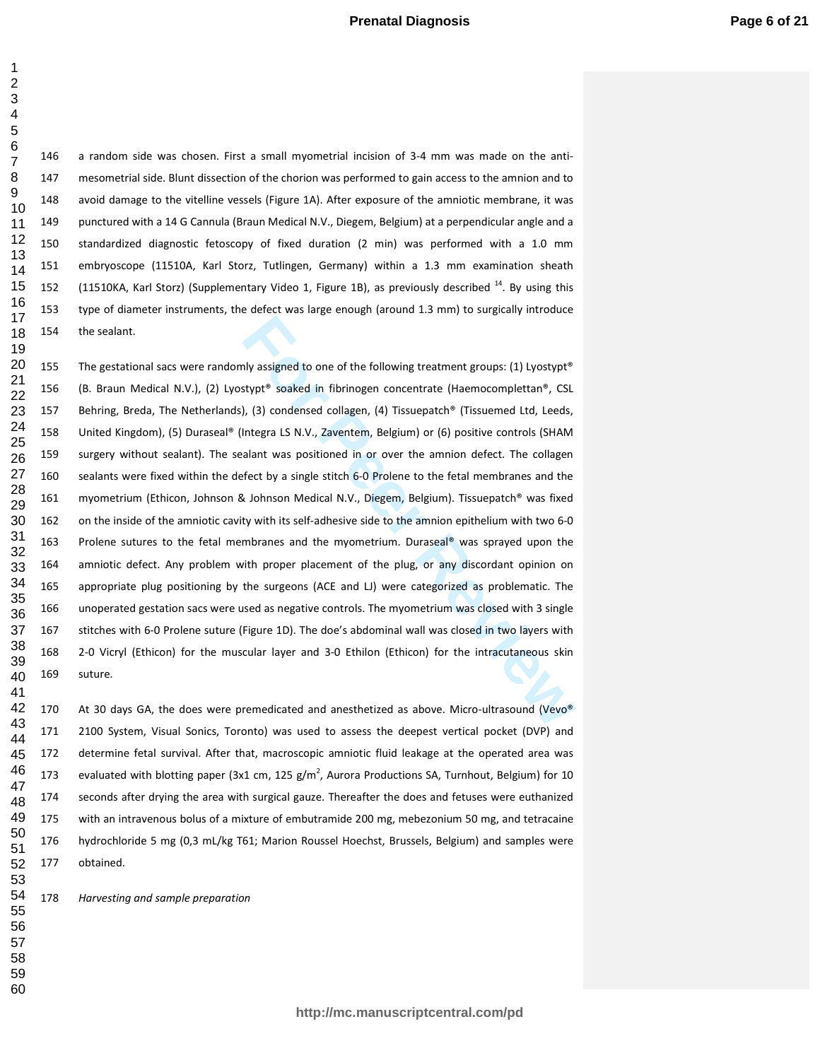a random side was chosen. First a small myometrial incision of 3-4 mm was made on the anti-mesometrial side. Blunt dissection of the chorion was performed to gain access to the amnion and to avoid damage to the vitelline vessels (Figure 1A). After exposure of the amniotic membrane, it was punctured with a 14 G Cannula (Braun Medical N.V., Diegem, Belgium) at a perpendicular angle and a standardized diagnostic fetoscopy of fixed duration (2 min) was performed with a 1.0 mm embryoscope (11510A, Karl Storz, Tutlingen, Germany) within a 1.3 mm examination sheath (11510KA, Karl Storz) (Supplementary Video 1, Figure 1B), as previously described [14]. By using this type of diameter instruments, the defect was large enough (around 1.3 mm) to surgically introduce the sealant.

The gestational sacs were randomly assigned to one of the following treatment groups: (1) Lyostypt® (B. Braun Medical N.V.), (2) Lyostypt® soaked in fibrinogen concentrate (Haemocomplettan®, CSL Behring, Breda, The Netherlands), (3) condensed collagen, (4) Tissuepatch® (Tissuemed Ltd, Leeds, United Kingdom), (5) Duraseal® (Integra LS N.V., Zaventem, Belgium) or (6) positive controls (SHAM surgery without sealant). The sealant was positioned in or over the amnion defect. The collagen sealants were fixed within the defect by a single stitch 6-0 Prolene to the fetal membranes and the myometrium (Ethicon, Johnson & Johnson Medical N.V., Diegem, Belgium). Tissuepatch® was fixed on the inside of the amniotic cavity with its self-adhesive side to the amnion epithelium with two 6-0 Prolene sutures to the fetal membranes and the myometrium. Duraseal® was sprayed upon the amniotic defect. Any problem with proper placement of the plug, or any discordant opinion on appropriate plug positioning by the surgeons (ACE and LJ) were categorized as problematic. The unoperated gestation sacs were used as negative controls. The myometrium was closed with 3 single stitches with 6-0 Prolene suture (Figure 1D). The doe's abdominal wall was closed in two layers with 2-0 Vicryl (Ethicon) for the muscular layer and 3-0 Ethilon (Ethicon) for the intracutaneous skin suture.

At 30 days GA, the does were premedicated and anesthetized as above. Micro-ultrasound (Vevo® 2100 System, Visual Sonics, Toronto) was used to assess the deepest vertical pocket (DVP) and determine fetal survival. After that, macroscopic amniotic fluid leakage at the operated area was evaluated with blotting paper (3x1 cm, 125 g/m$^2$, Aurora Productions SA, Turnhout, Belgium) for 10 seconds after drying the area with surgical gauze. Thereafter the does and fetuses were euthanized with an intravenous bolus of a mixture of embutramide 200 mg, mebezonium 50 mg, and tetracaine hydrochloride 5 mg (0,3 mL/kg T61; Marion Roussel Hoechst, Brussels, Belgium) and samples were obtained.

*Harvesting and sample preparation*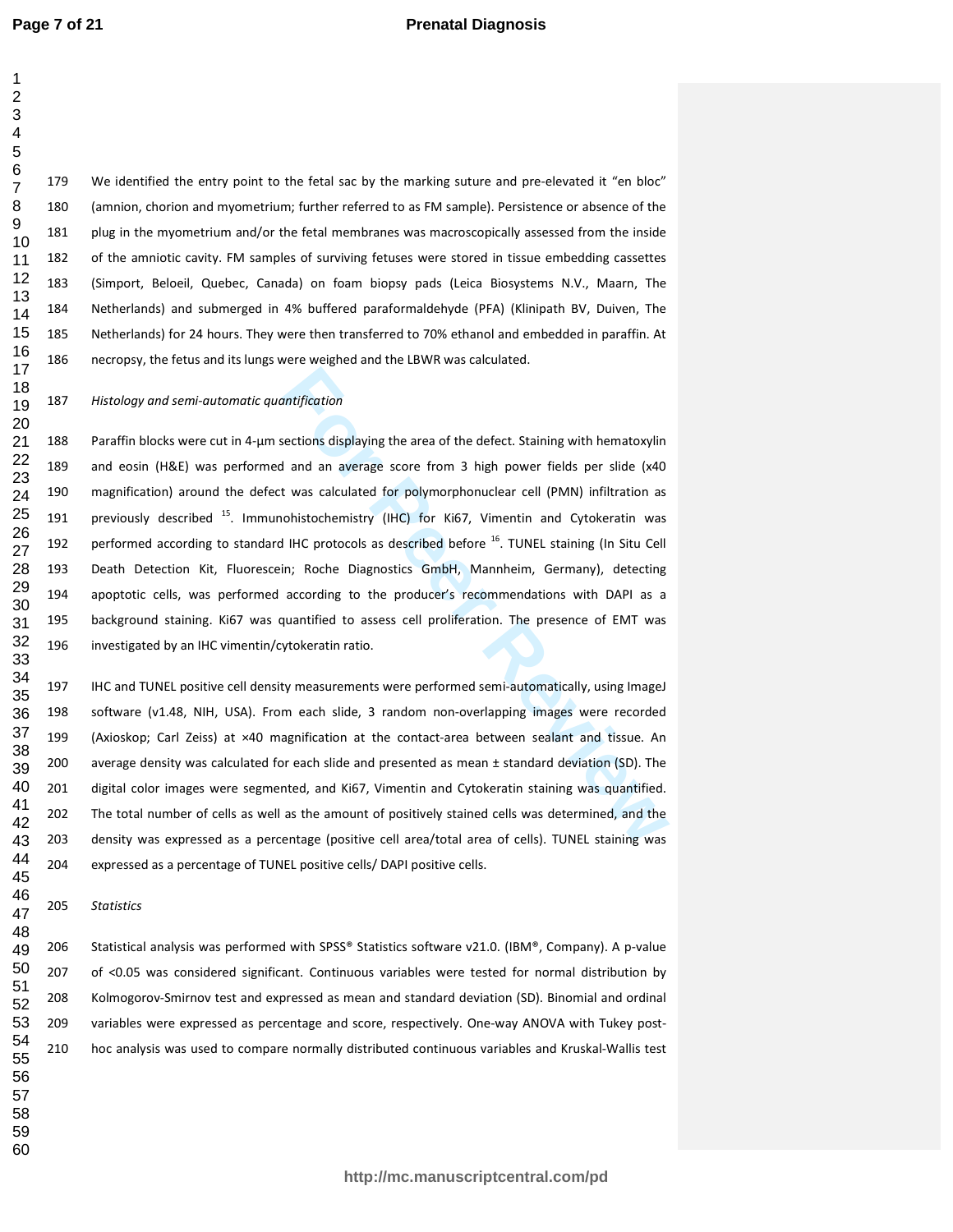We identified the entry point to the fetal sac by the marking suture and pre-elevated it "en bloc" (amnion, chorion and myometrium; further referred to as FM sample). Persistence or absence of the plug in the myometrium and/or the fetal membranes was macroscopically assessed from the inside of the amniotic cavity. FM samples of surviving fetuses were stored in tissue embedding cassettes (Simport, Beloeil, Quebec, Canada) on foam biopsy pads (Leica Biosystems N.V., Maarn, The Netherlands) and submerged in 4% buffered paraformaldehyde (PFA) (Klinipath BV, Duiven, The Netherlands) for 24 hours. They were then transferred to 70% ethanol and embedded in paraffin. At necropsy, the fetus and its lungs were weighed and the LBWR was calculated.

*Histology and semi-automatic quantification*

Paraffin blocks were cut in 4-µm sections displaying the area of the defect. Staining with hematoxylin and eosin (H&E) was performed and an average score from 3 high power fields per slide (x40 magnification) around the defect was calculated for polymorphonuclear cell (PMN) infiltration as previously described [15]. Immunohistochemistry (IHC) for Ki67, Vimentin and Cytokeratin was performed according to standard IHC protocols as described before [16]. TUNEL staining (In Situ Cell Death Detection Kit, Fluorescein; Roche Diagnostics GmbH, Mannheim, Germany), detecting apoptotic cells, was performed according to the producer's recommendations with DAPI as a background staining. Ki67 was quantified to assess cell proliferation. The presence of EMT was investigated by an IHC vimentin/cytokeratin ratio.

IHC and TUNEL positive cell density measurements were performed semi-automatically, using ImageJ software (v1.48, NIH, USA). From each slide, 3 random non-overlapping images were recorded (Axioskop; Carl Zeiss) at ×40 magnification at the contact-area between sealant and tissue. An average density was calculated for each slide and presented as mean ± standard deviation (SD). The digital color images were segmented, and Ki67, Vimentin and Cytokeratin staining was quantified. The total number of cells as well as the amount of positively stained cells was determined, and the density was expressed as a percentage (positive cell area/total area of cells). TUNEL staining was expressed as a percentage of TUNEL positive cells/ DAPI positive cells.

*Statistics*

Statistical analysis was performed with SPSS® Statistics software v21.0. (IBM®, Company). A p-value of <0.05 was considered significant. Continuous variables were tested for normal distribution by Kolmogorov-Smirnov test and expressed as mean and standard deviation (SD). Binomial and ordinal variables were expressed as percentage and score, respectively. One-way ANOVA with Tukey post-hoc analysis was used to compare normally distributed continuous variables and Kruskal-Wallis test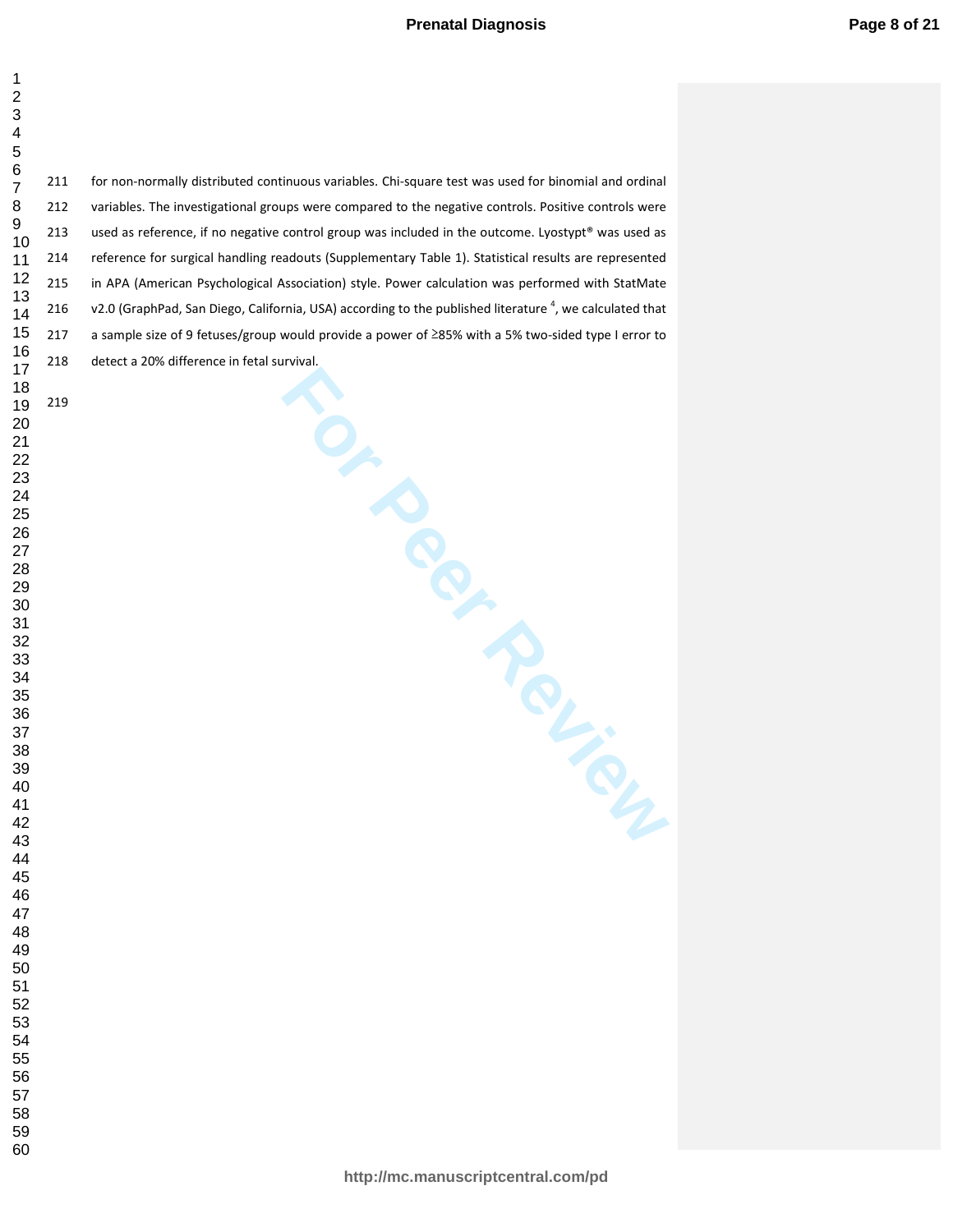for non-normally distributed continuous variables. Chi-square test was used for binomial and ordinal variables. The investigational groups were compared to the negative controls. Positive controls were used as reference, if no negative control group was included in the outcome. Lyostypt® was used as reference for surgical handling readouts (Supplementary Table 1). Statistical results are represented in APA (American Psychological Association) style. Power calculation was performed with StatMate v2.0 (GraphPad, San Diego, California, USA) according to the published literature [4], we calculated that a sample size of 9 fetuses/group would provide a power of ≥85% with a 5% two-sided type I error to detect a 20% difference in fetal survival.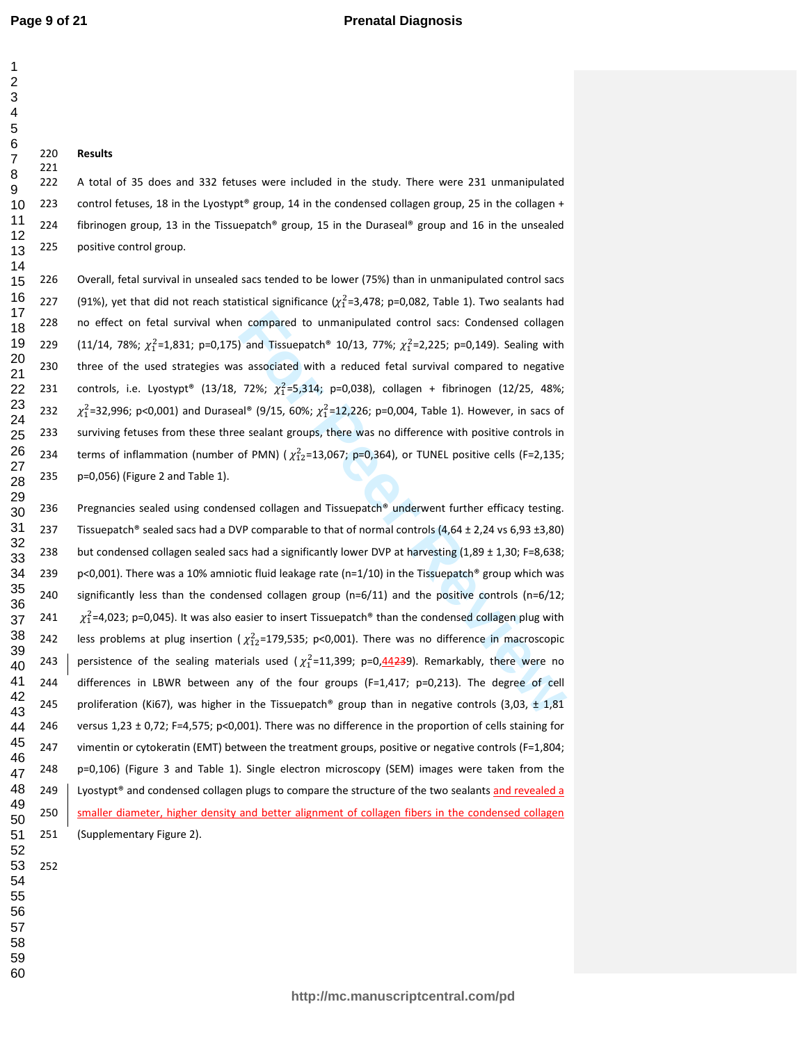**Results**

A total of 35 does and 332 fetuses were included in the study. There were 231 unmanipulated control fetuses, 18 in the Lyostypt® group, 14 in the condensed collagen group, 25 in the collagen + fibrinogen group, 13 in the Tissuepatch® group, 15 in the Duraseal® group and 16 in the unsealed positive control group.

Overall, fetal survival in unsealed sacs tended to be lower (75%) than in unmanipulated control sacs (91%), yet that did not reach statistical significance ($\chi_1^2$=3,478; p=0,082, Table 1). Two sealants had no effect on fetal survival when compared to unmanipulated control sacs: Condensed collagen (11/14, 78%; $\chi_1^2$=1,831; p=0,175) and Tissuepatch® 10/13, 77%; $\chi_1^2$=2,225; p=0,149). Sealing with three of the used strategies was associated with a reduced fetal survival compared to negative controls, i.e. Lyostypt® (13/18, 72%; $\chi_1^2$=5,314; p=0,038), collagen + fibrinogen (12/25, 48%; $\chi_1^2$=32,996; p<0,001) and Duraseal® (9/15, 60%; $\chi_1^2$=12,226; p=0,004, Table 1). However, in sacs of surviving fetuses from these three sealant groups, there was no difference with positive controls in terms of inflammation (number of PMN) ( $\chi_{12}^2$=13,067; p=0,364), or TUNEL positive cells (F=2,135; p=0,056) (Figure 2 and Table 1).

Pregnancies sealed using condensed collagen and Tissuepatch® underwent further efficacy testing. Tissuepatch® sealed sacs had a DVP comparable to that of normal controls (4,64 ± 2,24 vs 6,93 ±3,80) but condensed collagen sealed sacs had a significantly lower DVP at harvesting (1,89 ± 1,30; F=8,638; p<0,001). There was a 10% amniotic fluid leakage rate (n=1/10) in the Tissuepatch® group which was significantly less than the condensed collagen group (n=6/11) and the positive controls (n=6/12; $\chi_1^2$=4,023; p=0,045). It was also easier to insert Tissuepatch® than the condensed collagen plug with less problems at plug insertion ( $\chi_{12}^2$=179,535; p<0,001). There was no difference in macroscopic persistence of the sealing materials used ( $\chi_1^2$=11,399; p=0,44~~23~~9). Remarkably, there were no differences in LBWR between any of the four groups (F=1,417; p=0,213). The degree of cell proliferation (Ki67), was higher in the Tissuepatch® group than in negative controls (3,03, ± 1,81 versus 1,23 ± 0,72; F=4,575; p<0,001). There was no difference in the proportion of cells staining for vimentin or cytokeratin (EMT) between the treatment groups, positive or negative controls (F=1,804; p=0,106) (Figure 3 and Table 1). Single electron microscopy (SEM) images were taken from the Lyostypt® and condensed collagen plugs to compare the structure of the two sealants and revealed a smaller diameter, higher density and better alignment of collagen fibers in the condensed collagen (Supplementary Figure 2).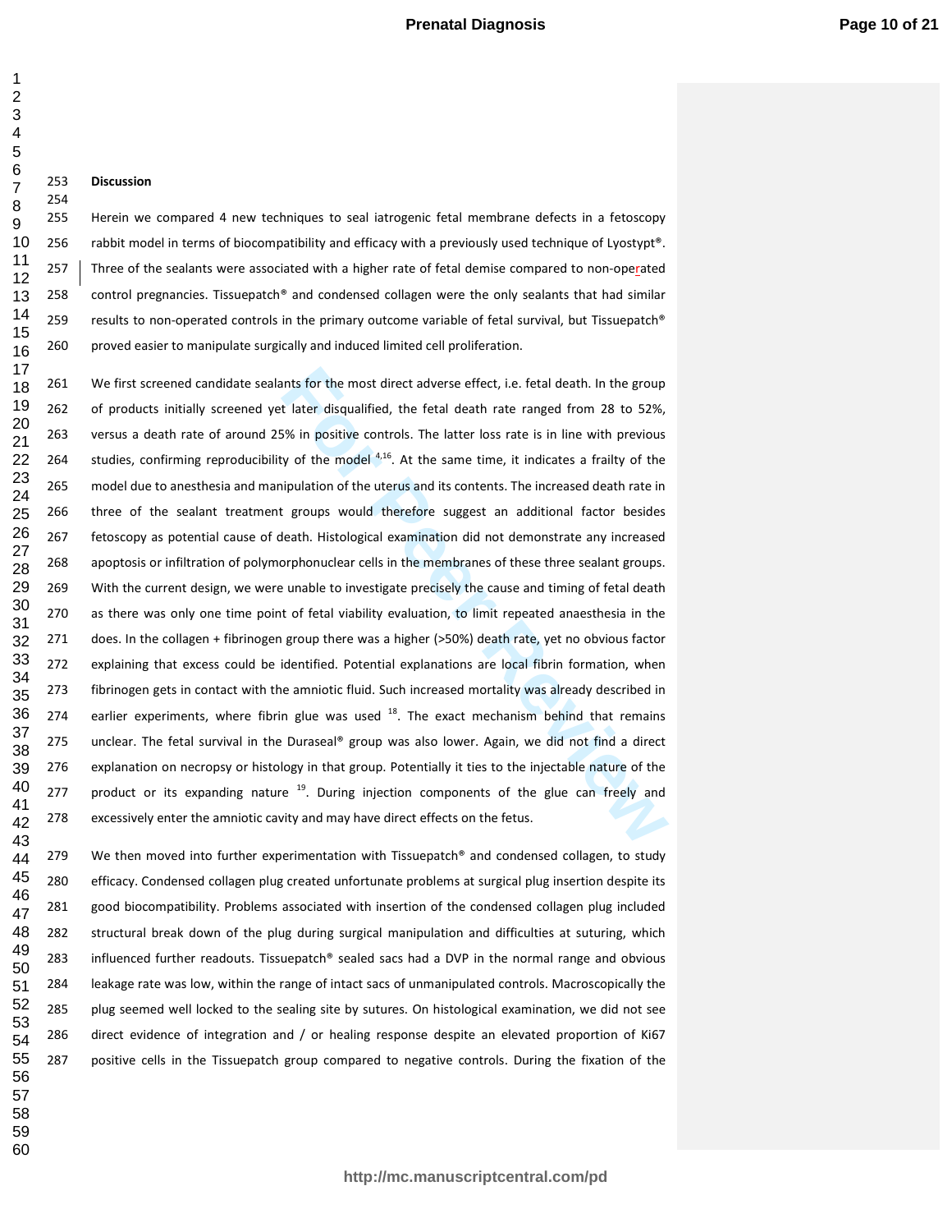## Discussion

Herein we compared 4 new techniques to seal iatrogenic fetal membrane defects in a fetoscopy rabbit model in terms of biocompatibility and efficacy with a previously used technique of Lyostypt®. Three of the sealants were associated with a higher rate of fetal demise compared to non-operated control pregnancies. Tissuepatch® and condensed collagen were the only sealants that had similar results to non-operated controls in the primary outcome variable of fetal survival, but Tissuepatch® proved easier to manipulate surgically and induced limited cell proliferation.

We first screened candidate sealants for the most direct adverse effect, i.e. fetal death. In the group of products initially screened yet later disqualified, the fetal death rate ranged from 28 to 52%, versus a death rate of around 25% in positive controls. The latter loss rate is in line with previous studies, confirming reproducibility of the model [4,16]. At the same time, it indicates a frailty of the model due to anesthesia and manipulation of the uterus and its contents. The increased death rate in three of the sealant treatment groups would therefore suggest an additional factor besides fetoscopy as potential cause of death. Histological examination did not demonstrate any increased apoptosis or infiltration of polymorphonuclear cells in the membranes of these three sealant groups. With the current design, we were unable to investigate precisely the cause and timing of fetal death as there was only one time point of fetal viability evaluation, to limit repeated anaesthesia in the does. In the collagen + fibrinogen group there was a higher (>50%) death rate, yet no obvious factor explaining that excess could be identified. Potential explanations are local fibrin formation, when fibrinogen gets in contact with the amniotic fluid. Such increased mortality was already described in earlier experiments, where fibrin glue was used [18]. The exact mechanism behind that remains unclear. The fetal survival in the Duraseal® group was also lower. Again, we did not find a direct explanation on necropsy or histology in that group. Potentially it ties to the injectable nature of the product or its expanding nature [19]. During injection components of the glue can freely and excessively enter the amniotic cavity and may have direct effects on the fetus.

We then moved into further experimentation with Tissuepatch® and condensed collagen, to study efficacy. Condensed collagen plug created unfortunate problems at surgical plug insertion despite its good biocompatibility. Problems associated with insertion of the condensed collagen plug included structural break down of the plug during surgical manipulation and difficulties at suturing, which influenced further readouts. Tissuepatch® sealed sacs had a DVP in the normal range and obvious leakage rate was low, within the range of intact sacs of unmanipulated controls. Macroscopically the plug seemed well locked to the sealing site by sutures. On histological examination, we did not see direct evidence of integration and / or healing response despite an elevated proportion of Ki67 positive cells in the Tissuepatch group compared to negative controls. During the fixation of the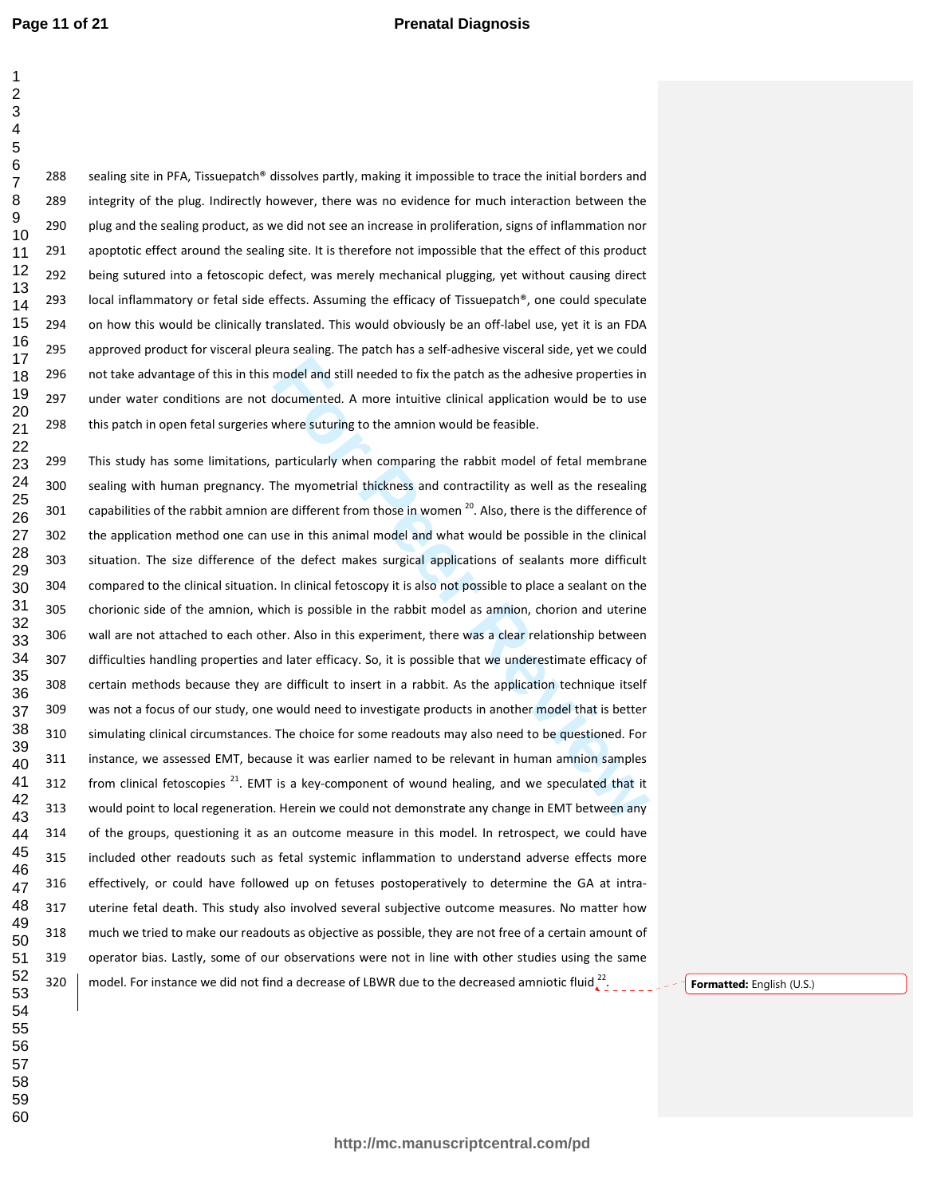sealing site in PFA, Tissuepatch® dissolves partly, making it impossible to trace the initial borders and integrity of the plug. Indirectly however, there was no evidence for much interaction between the plug and the sealing product, as we did not see an increase in proliferation, signs of inflammation nor apoptotic effect around the sealing site. It is therefore not impossible that the effect of this product being sutured into a fetoscopic defect, was merely mechanical plugging, yet without causing direct local inflammatory or fetal side effects. Assuming the efficacy of Tissuepatch®, one could speculate on how this would be clinically translated. This would obviously be an off-label use, yet it is an FDA approved product for visceral pleura sealing. The patch has a self-adhesive visceral side, yet we could not take advantage of this in this model and still needed to fix the patch as the adhesive properties in under water conditions are not documented. A more intuitive clinical application would be to use this patch in open fetal surgeries where suturing to the amnion would be feasible.

This study has some limitations, particularly when comparing the rabbit model of fetal membrane sealing with human pregnancy. The myometrial thickness and contractility as well as the resealing capabilities of the rabbit amnion are different from those in women [20]. Also, there is the difference of the application method one can use in this animal model and what would be possible in the clinical situation. The size difference of the defect makes surgical applications of sealants more difficult compared to the clinical situation. In clinical fetoscopy it is also not possible to place a sealant on the chorionic side of the amnion, which is possible in the rabbit model as amnion, chorion and uterine wall are not attached to each other. Also in this experiment, there was a clear relationship between difficulties handling properties and later efficacy. So, it is possible that we underestimate efficacy of certain methods because they are difficult to insert in a rabbit. As the application technique itself was not a focus of our study, one would need to investigate products in another model that is better simulating clinical circumstances. The choice for some readouts may also need to be questioned. For instance, we assessed EMT, because it was earlier named to be relevant in human amnion samples from clinical fetoscopies [21]. EMT is a key-component of wound healing, and we speculated that it would point to local regeneration. Herein we could not demonstrate any change in EMT between any of the groups, questioning it as an outcome measure in this model. In retrospect, we could have included other readouts such as fetal systemic inflammation to understand adverse effects more effectively, or could have followed up on fetuses postoperatively to determine the GA at intra-uterine fetal death. This study also involved several subjective outcome measures. No matter how much we tried to make our readouts as objective as possible, they are not free of a certain amount of operator bias. Lastly, some of our observations were not in line with other studies using the same model. For instance we did not find a decrease of LBWR due to the decreased amniotic fluid [22].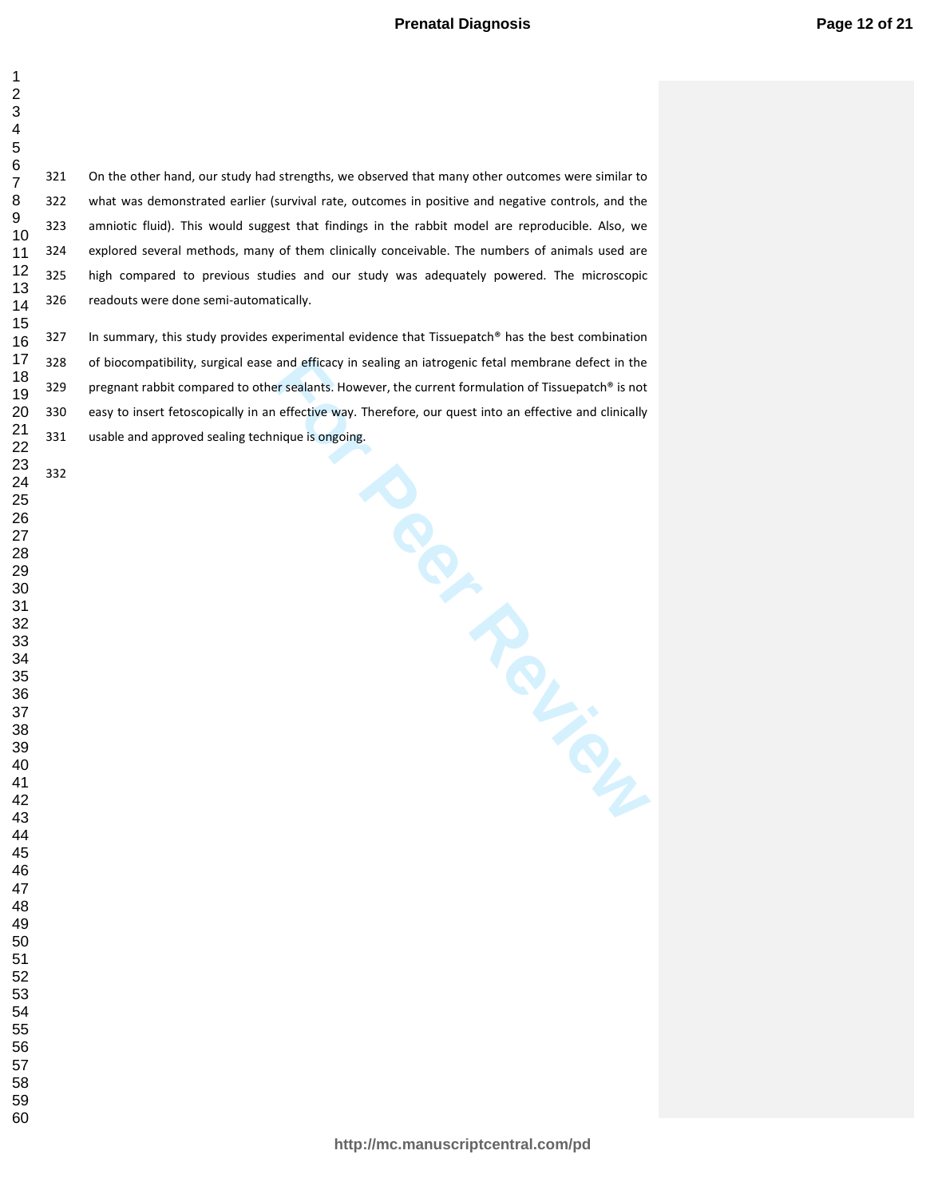On the other hand, our study had strengths, we observed that many other outcomes were similar to what was demonstrated earlier (survival rate, outcomes in positive and negative controls, and the amniotic fluid). This would suggest that findings in the rabbit model are reproducible. Also, we explored several methods, many of them clinically conceivable. The numbers of animals used are high compared to previous studies and our study was adequately powered. The microscopic readouts were done semi-automatically.

In summary, this study provides experimental evidence that Tissuepatch® has the best combination of biocompatibility, surgical ease and efficacy in sealing an iatrogenic fetal membrane defect in the pregnant rabbit compared to other sealants. However, the current formulation of Tissuepatch® is not easy to insert fetoscopically in an effective way. Therefore, our quest into an effective and clinically usable and approved sealing technique is ongoing.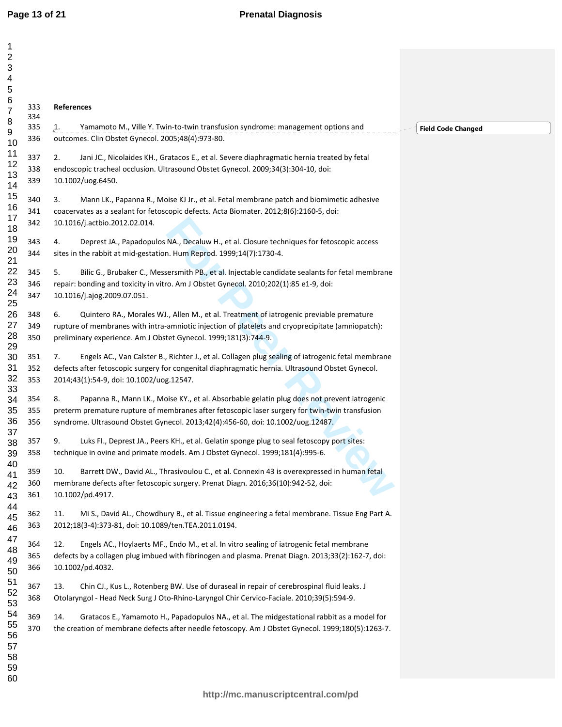## References

1. Yamamoto M., Ville Y. Twin-to-twin transfusion syndrome: management options and outcomes. Clin Obstet Gynecol. 2005;48(4):973-80.

2. Jani JC., Nicolaides KH., Gratacos E., et al. Severe diaphragmatic hernia treated by fetal endoscopic tracheal occlusion. Ultrasound Obstet Gynecol. 2009;34(3):304-10, doi: 10.1002/uog.6450.

3. Mann LK., Papanna R., Moise KJ Jr., et al. Fetal membrane patch and biomimetic adhesive coacervates as a sealant for fetoscopic defects. Acta Biomater. 2012;8(6):2160-5, doi: 10.1016/j.actbio.2012.02.014.

4. Deprest JA., Papadopulos NA., Decaluw H., et al. Closure techniques for fetoscopic access sites in the rabbit at mid-gestation. Hum Reprod. 1999;14(7):1730-4.

5. Bilic G., Brubaker C., Messersmith PB., et al. Injectable candidate sealants for fetal membrane repair: bonding and toxicity in vitro. Am J Obstet Gynecol. 2010;202(1):85 e1-9, doi: 10.1016/j.ajog.2009.07.051.

6. Quintero RA., Morales WJ., Allen M., et al. Treatment of iatrogenic previable premature rupture of membranes with intra-amniotic injection of platelets and cryoprecipitate (amniopatch): preliminary experience. Am J Obstet Gynecol. 1999;181(3):744-9.

7. Engels AC., Van Calster B., Richter J., et al. Collagen plug sealing of iatrogenic fetal membrane defects after fetoscopic surgery for congenital diaphragmatic hernia. Ultrasound Obstet Gynecol. 2014;43(1):54-9, doi: 10.1002/uog.12547.

8. Papanna R., Mann LK., Moise KY., et al. Absorbable gelatin plug does not prevent iatrogenic preterm premature rupture of membranes after fetoscopic laser surgery for twin-twin transfusion syndrome. Ultrasound Obstet Gynecol. 2013;42(4):456-60, doi: 10.1002/uog.12487.

9. Luks FI., Deprest JA., Peers KH., et al. Gelatin sponge plug to seal fetoscopy port sites: technique in ovine and primate models. Am J Obstet Gynecol. 1999;181(4):995-6.

10. Barrett DW., David AL., Thrasivoulou C., et al. Connexin 43 is overexpressed in human fetal membrane defects after fetoscopic surgery. Prenat Diagn. 2016;36(10):942-52, doi: 10.1002/pd.4917.

11. Mi S., David AL., Chowdhury B., et al. Tissue engineering a fetal membrane. Tissue Eng Part A. 2012;18(3-4):373-81, doi: 10.1089/ten.TEA.2011.0194.

12. Engels AC., Hoylaerts MF., Endo M., et al. In vitro sealing of iatrogenic fetal membrane defects by a collagen plug imbued with fibrinogen and plasma. Prenat Diagn. 2013;33(2):162-7, doi: 10.1002/pd.4032.

13. Chin CJ., Kus L., Rotenberg BW. Use of duraseal in repair of cerebrospinal fluid leaks. J Otolaryngol - Head Neck Surg J Oto-Rhino-Laryngol Chir Cervico-Faciale. 2010;39(5):594-9.

14. Gratacos E., Yamamoto H., Papadopulos NA., et al. The midgestational rabbit as a model for the creation of membrane defects after needle fetoscopy. Am J Obstet Gynecol. 1999;180(5):1263-7.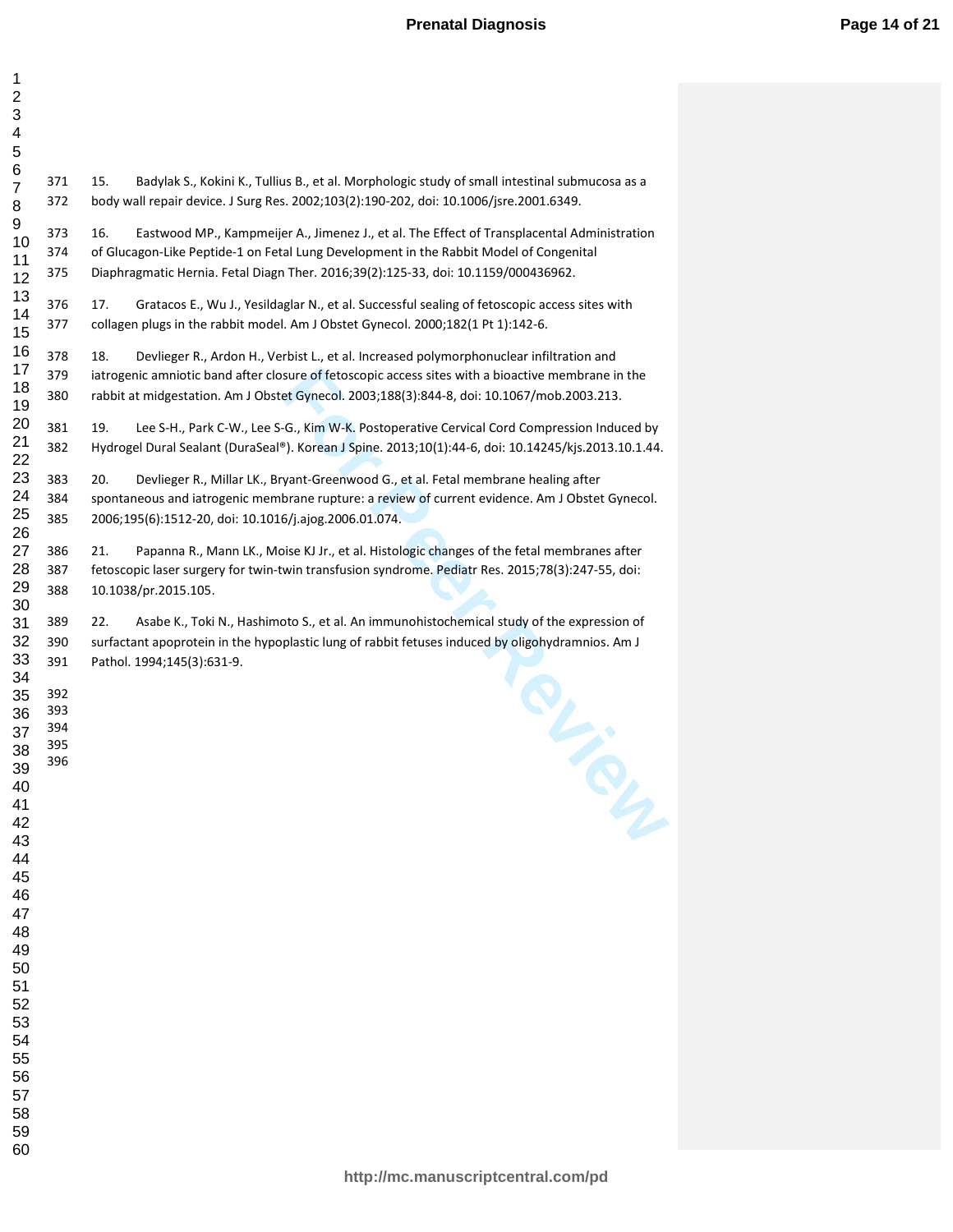15. Badylak S., Kokini K., Tullius B., et al. Morphologic study of small intestinal submucosa as a body wall repair device. J Surg Res. 2002;103(2):190-202, doi: 10.1006/jsre.2001.6349.

16. Eastwood MP., Kampmeijer A., Jimenez J., et al. The Effect of Transplacental Administration of Glucagon-Like Peptide-1 on Fetal Lung Development in the Rabbit Model of Congenital Diaphragmatic Hernia. Fetal Diagn Ther. 2016;39(2):125-33, doi: 10.1159/000436962.

17. Gratacos E., Wu J., Yesildaglar N., et al. Successful sealing of fetoscopic access sites with collagen plugs in the rabbit model. Am J Obstet Gynecol. 2000;182(1 Pt 1):142-6.

18. Devlieger R., Ardon H., Verbist L., et al. Increased polymorphonuclear infiltration and iatrogenic amniotic band after closure of fetoscopic access sites with a bioactive membrane in the rabbit at midgestation. Am J Obstet Gynecol. 2003;188(3):844-8, doi: 10.1067/mob.2003.213.

19. Lee S-H., Park C-W., Lee S-G., Kim W-K. Postoperative Cervical Cord Compression Induced by Hydrogel Dural Sealant (DuraSeal®). Korean J Spine. 2013;10(1):44-6, doi: 10.14245/kjs.2013.10.1.44.

20. Devlieger R., Millar LK., Bryant-Greenwood G., et al. Fetal membrane healing after spontaneous and iatrogenic membrane rupture: a review of current evidence. Am J Obstet Gynecol. 2006;195(6):1512-20, doi: 10.1016/j.ajog.2006.01.074.

21. Papanna R., Mann LK., Moise KJ Jr., et al. Histologic changes of the fetal membranes after fetoscopic laser surgery for twin-twin transfusion syndrome. Pediatr Res. 2015;78(3):247-55, doi: 10.1038/pr.2015.105.

22. Asabe K., Toki N., Hashimoto S., et al. An immunohistochemical study of the expression of surfactant apoprotein in the hypoplastic lung of rabbit fetuses induced by oligohydramnios. Am J Pathol. 1994;145(3):631-9.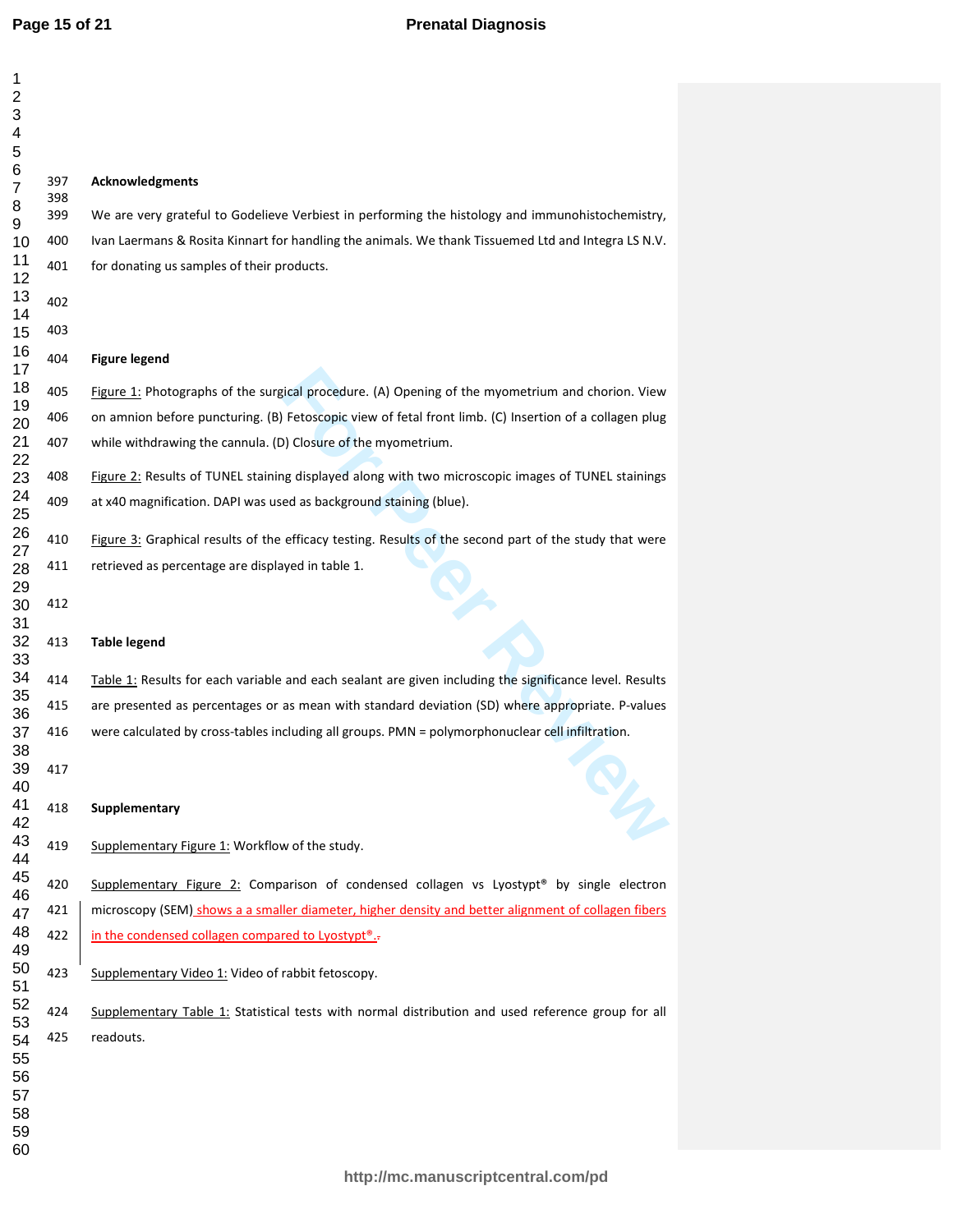**Acknowledgments**

We are very grateful to Godelieve Verbiest in performing the histology and immunohistochemistry, Ivan Laermans & Rosita Kinnart for handling the animals. We thank Tissuemed Ltd and Integra LS N.V. for donating us samples of their products.

**Figure legend**

Figure 1: Photographs of the surgical procedure. (A) Opening of the myometrium and chorion. View on amnion before puncturing. (B) Fetoscopic view of fetal front limb. (C) Insertion of a collagen plug while withdrawing the cannula. (D) Closure of the myometrium.

Figure 2: Results of TUNEL staining displayed along with two microscopic images of TUNEL stainings at x40 magnification. DAPI was used as background staining (blue).

Figure 3: Graphical results of the efficacy testing. Results of the second part of the study that were retrieved as percentage are displayed in table 1.

**Table legend**

Table 1: Results for each variable and each sealant are given including the significance level. Results are presented as percentages or as mean with standard deviation (SD) where appropriate. P-values were calculated by cross-tables including all groups. PMN = polymorphonuclear cell infiltration.

**Supplementary**

Supplementary Figure 1: Workflow of the study.

Supplementary Figure 2: Comparison of condensed collagen vs Lyostypt® by single electron microscopy (SEM) shows a a smaller diameter, higher density and better alignment of collagen fibers in the condensed collagen compared to Lyostypt®..

Supplementary Video 1: Video of rabbit fetoscopy.

Supplementary Table 1: Statistical tests with normal distribution and used reference group for all readouts.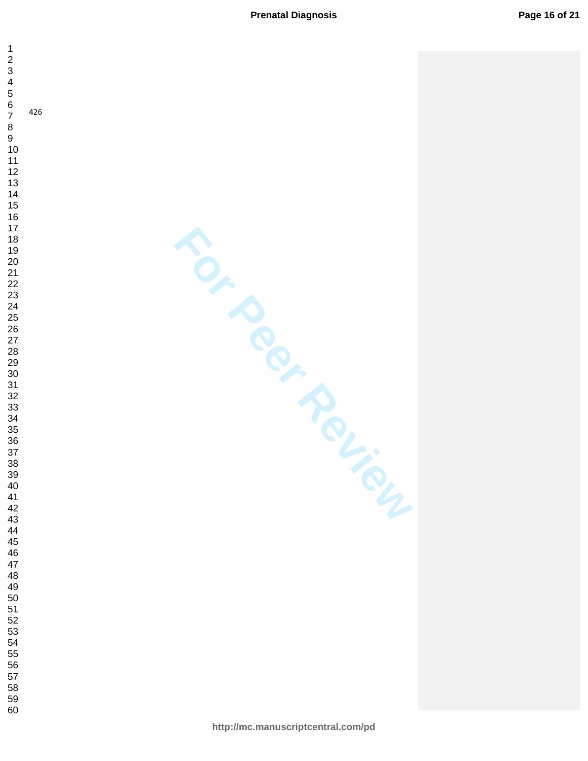426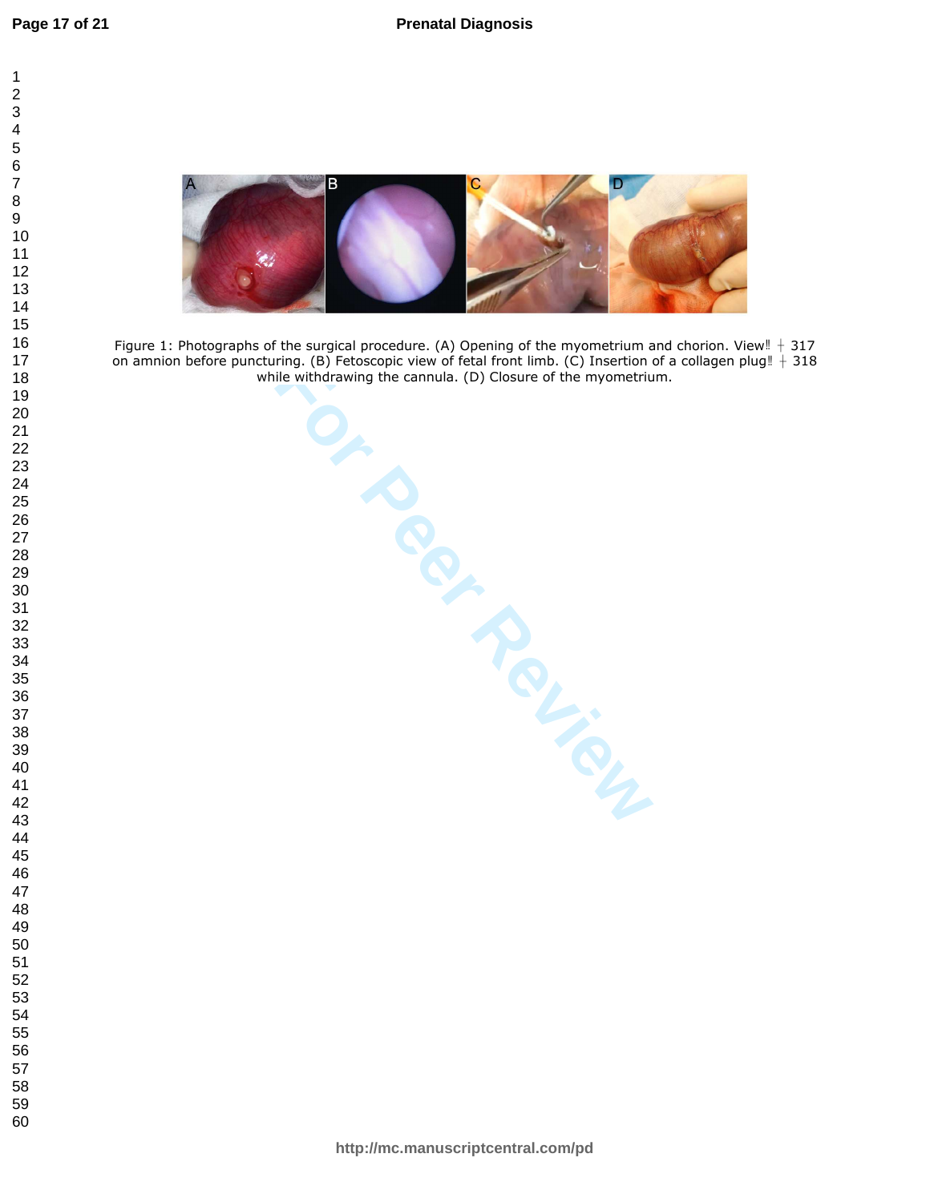Figure 1: Photographs of the surgical procedure. (A) Opening of the myometrium and chorion. View‼ ┼ 317 on amnion before puncturing. (B) Fetoscopic view of fetal front limb. (C) Insertion of a collagen plug‼ ┼ 318 while withdrawing the cannula. (D) Closure of the myometrium.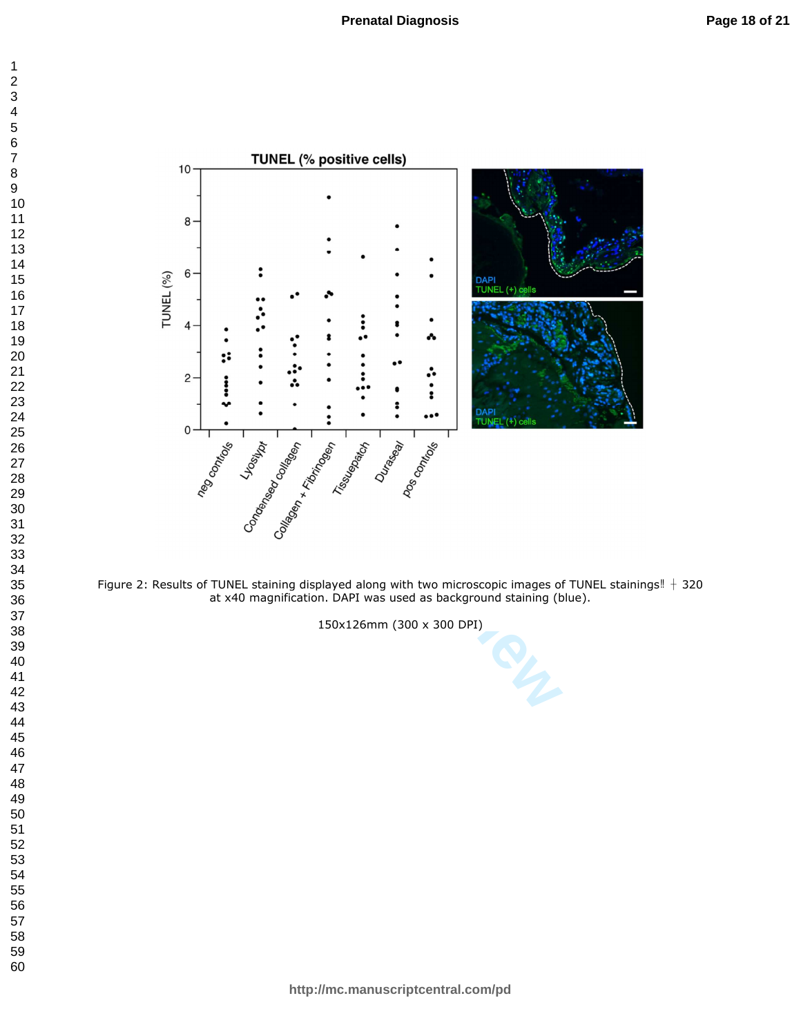TUNEL (% positive cells)

TUNEL (%)

10
8
6
4
2
0

neg controls
Lyosypt
Condensed collagen
Collagen + Fibrinogen
Tissuepatch
Duraseal
pos controls

DAPI
TUNEL (+) cells

DAPI
TUNEL (+) cells

Figure 2: Results of TUNEL staining displayed along with two microscopic images of TUNEL stainings at x40 magnification. DAPI was used as background staining (blue).

150x126mm (300 x 300 DPI)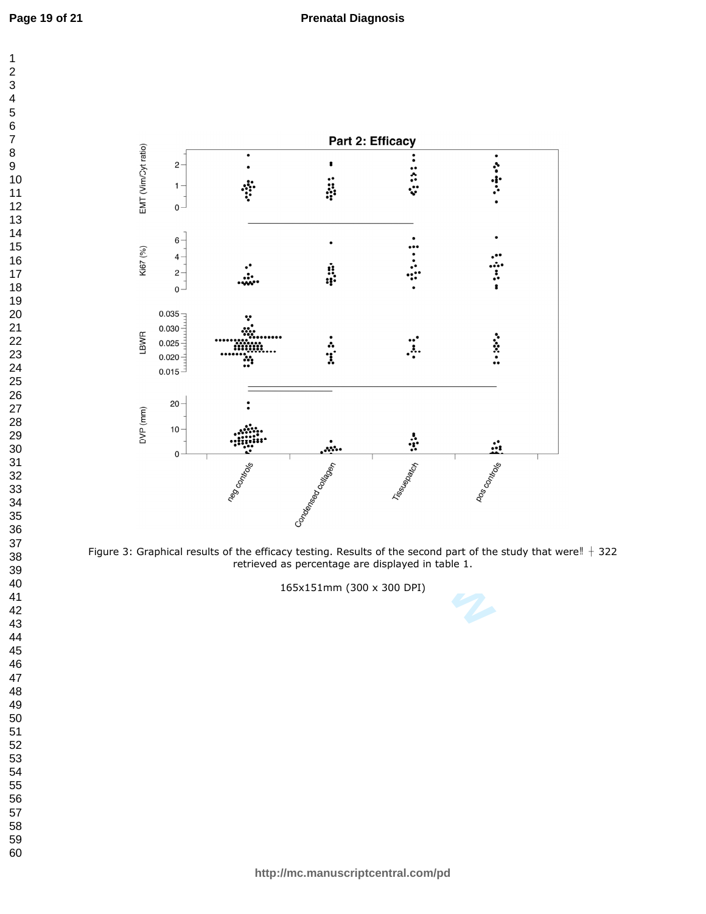Part 2: Efficacy

EMT (Vim/Cyt ratio)

0
1
2

Ki67 (%)

0
2
4
6

LBWR

0.015
0.020
0.025
0.030
0.035

DVP (mm)

0
10
20

neg controls

Condensed collagen

Tissuepatch

pos controls

Figure 3: Graphical results of the efficacy testing. Results of the second part of the study that were 322 retrieved as percentage are displayed in table 1.

165x151mm (300 x 300 DPI)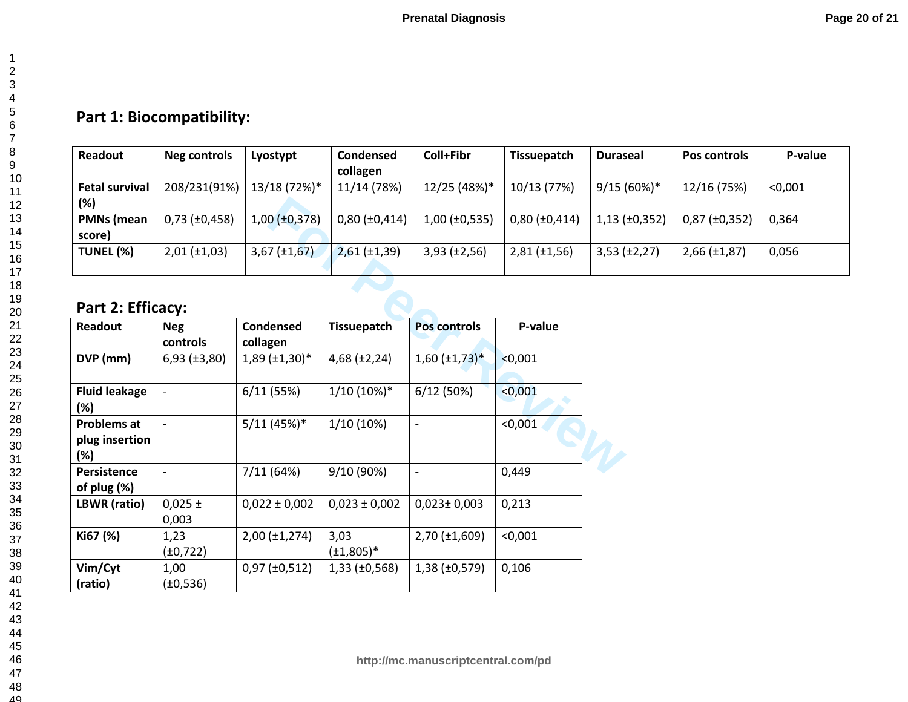## Part 1: Biocompatibility:

| Readout | Neg controls | Lyostypt | Condensed collagen | Coll+Fibr | Tissuepatch | Duraseal | Pos controls | P-value |
|---|---|---|---|---|---|---|---|---|
| Fetal survival (%) | 208/231(91%) | 13/18 (72%)* | 11/14 (78%) | 12/25 (48%)* | 10/13 (77%) | 9/15 (60%)* | 12/16 (75%) | <0,001 |
| PMNs (mean score) | 0,73 (±0,458) | 1,00 (±0,378) | 0,80 (±0,414) | 1,00 (±0,535) | 0,80 (±0,414) | 1,13 (±0,352) | 0,87 (±0,352) | 0,364 |
| TUNEL (%) | 2,01 (±1,03) | 3,67 (±1,67) | 2,61 (±1,39) | 3,93 (±2,56) | 2,81 (±1,56) | 3,53 (±2,27) | 2,66 (±1,87) | 0,056 |

## Part 2: Efficacy:

| Readout | Neg controls | Condensed collagen | Tissuepatch | Pos controls | P-value |
|---|---|---|---|---|---|
| DVP (mm) | 6,93 (±3,80) | 1,89 (±1,30)* | 4,68 (±2,24) | 1,60 (±1,73)* | <0,001 |
| Fluid leakage (%) | - | 6/11 (55%) | 1/10 (10%)* | 6/12 (50%) | <0,001 |
| Problems at plug insertion (%) | - | 5/11 (45%)* | 1/10 (10%) | - | <0,001 |
| Persistence of plug (%) | - | 7/11 (64%) | 9/10 (90%) | - | 0,449 |
| LBWR (ratio) | 0,025 ± 0,003 | 0,022 ± 0,002 | 0,023 ± 0,002 | 0,023± 0,003 | 0,213 |
| Ki67 (%) | 1,23 (±0,722) | 2,00 (±1,274) | 3,03 (±1,805)* | 2,70 (±1,609) | <0,001 |
| Vim/Cyt (ratio) | 1,00 (±0,536) | 0,97 (±0,512) | 1,33 (±0,568) | 1,38 (±0,579) | 0,106 |